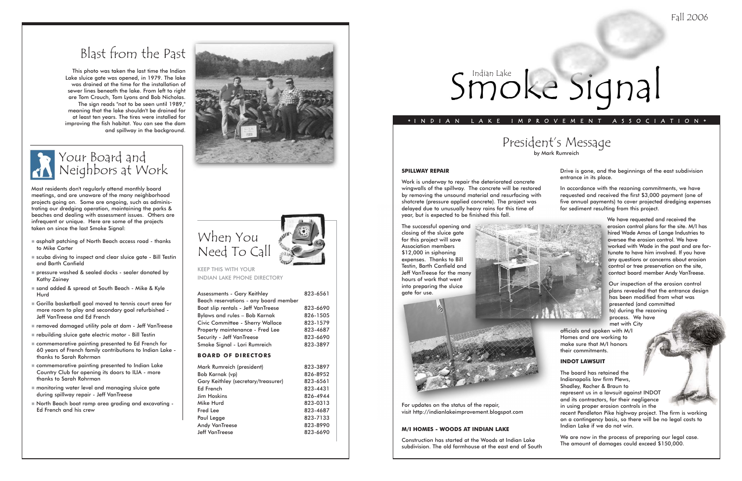# Indian Lake Smoke Signal

Fall 2006

INDIAN LAKE IMPROVEMENT ASSOCIATION

## Blast from the Past

This photo was taken the last time the Indian Lake sluice gate was opened, in 1979. The lake was drained at the time for the installation of sewer lines beneath the lake. From left to right are Tom Crouch, Tom Lyons and Bob Nicholas. The sign reads "not to be seen until 1989," meaning that the lake shouldn't be drained for at least ten years. The tires were installed for improving the fish habitat. You can see the dam and spillway in the background.

## Your Board and Neighbors at Work

Most residents don't regularly attend monthly board meetings, and are unaware of the many neighborhood projects going on. Some are ongoing, such as administrating our dredging operation, maintaining the parks & beaches and dealing with assessment issues. Others are infrequent or unique. Here are some of the projects taken on since the last Smoke Signal:

- asphalt patching of North Beach access road - thanks to Mike Carter
- scuba diving to inspect and clear sluice gate - Bill Testin and Barth Canfield
- pressure washed & sealed docks - sealer donated by Kathy Zainey
- sand added & spread at South Beach - Mike & Kyle Hurd
- Gorilla basketball goal moved to tennis court area for more room to play and secondary goal refurbished - Jeff VanTreese and Ed French
- removed damaged utility pole at dam - Jeff VanTreese
- rebuilding sluice gate electric motor - Bill Testin
- commemorative painting presented to Ed French for 60 years of French family contributions to Indian Lake - thanks to Sarah Rohrman
- commemorative painting presented to Indian Lake Country Club for opening its doors to ILIA - more thanks to Sarah Rohrman
- monitoring water level and managing sluice gate during spillway repair - Jeff VanTreese
- North Beach boat ramp area grading and excavating - Ed French and his crew

## When You Need To Call

KEEP THIS WITH YOUR INDIAN LAKE PHONE DIRECTORY

| | |
|---|---|
| Assessments - Gary Keithley | 823-6561 |
| Beach reservations - any board member | |
| Boat slip rentals - Jeff VanTreese | 823-6690 |
| Bylaws and rules – Bob Karnak | 826-1505 |
| Civic Committee - Sherry Wallace | 823-1579 |
| Property maintenance - Fred Lee | 823-4687 |
| Security - Jeff VanTreese | 823-6690 |
| Smoke Signal - Lori Rumreich | 823-3897 |

**BOARD OF DIRECTORS**

| | |
|---|---|
| Mark Rumreich (president) | 823-3897 |
| Bob Karnak (vp) | 826-8952 |
| Gary Keithley (secretary/treasurer) | 823-6561 |
| Ed French | 823-4431 |
| Jim Hoskins | 826-4944 |
| Mike Hurd | 823-0313 |
| Fred Lee | 823-4687 |
| Paul Legge | 823-7133 |
| Andy VanTreese | 823-8990 |
| Jeff VanTreese | 823-6690 |

## President's Message

by Mark Rumreich

**SPILLWAY REPAIR**

Work is underway to repair the deteriorated concrete wingwalls of the spillway. The concrete will be restored by removing the unsound material and resurfacing with shotcrete (pressure applied concrete). The project was delayed due to unusually heavy rains for this time of year, but is expected to be finished this fall.

The successful opening and closing of the sluice gate for this project will save Association members $12,000 in siphoning expenses. Thanks to Bill Testin, Barth Canfield and Jeff VanTreese for the many hours of work that went into preparing the sluice gate for use.

For updates on the status of the repair, visit http://indianlakeimprovement.blogspot.com

**M/I HOMES - WOODS AT INDIAN LAKE**

Construction has started at the Woods at Indian Lake subdivision. The old farmhouse at the east end of South Drive is gone, and the beginnings of the east subdivision entrance in its place.

In accordance with the rezoning commitments, we have requested and received the first $3,000 payment (one of five annual payments) to cover projected dredging expenses for sediment resulting from this project.

We have requested and received the erosion control plans for the site. M/I has hired Wade Amos of Lange Industries to oversee the erosion control. We have worked with Wade in the past and are fortunate to have him involved. If you have any questions or concerns about erosion control or tree preservation on the site, contact board member Andy VanTreese.

Our inspection of the erosion control plans revealed that the entrance design has been modified from what was presented (and committed to) during the rezoning process. We have met with City officials and spoken with M/I Homes and are working to make sure that M/I honors their commitments.

**INDOT LAWSUIT**

The board has retained the Indianapolis law firm Plews, Shadley, Racher & Braun to represent us in a lawsuit against INDOT and its contractors, for their negligence in using proper erosion controls in the recent Pendleton Pike highway project. The firm is working on a contingency basis, so there will be no legal costs to Indian Lake if we do not win.

We are now in the process of preparing our legal case. The amount of damages could exceed $150,000.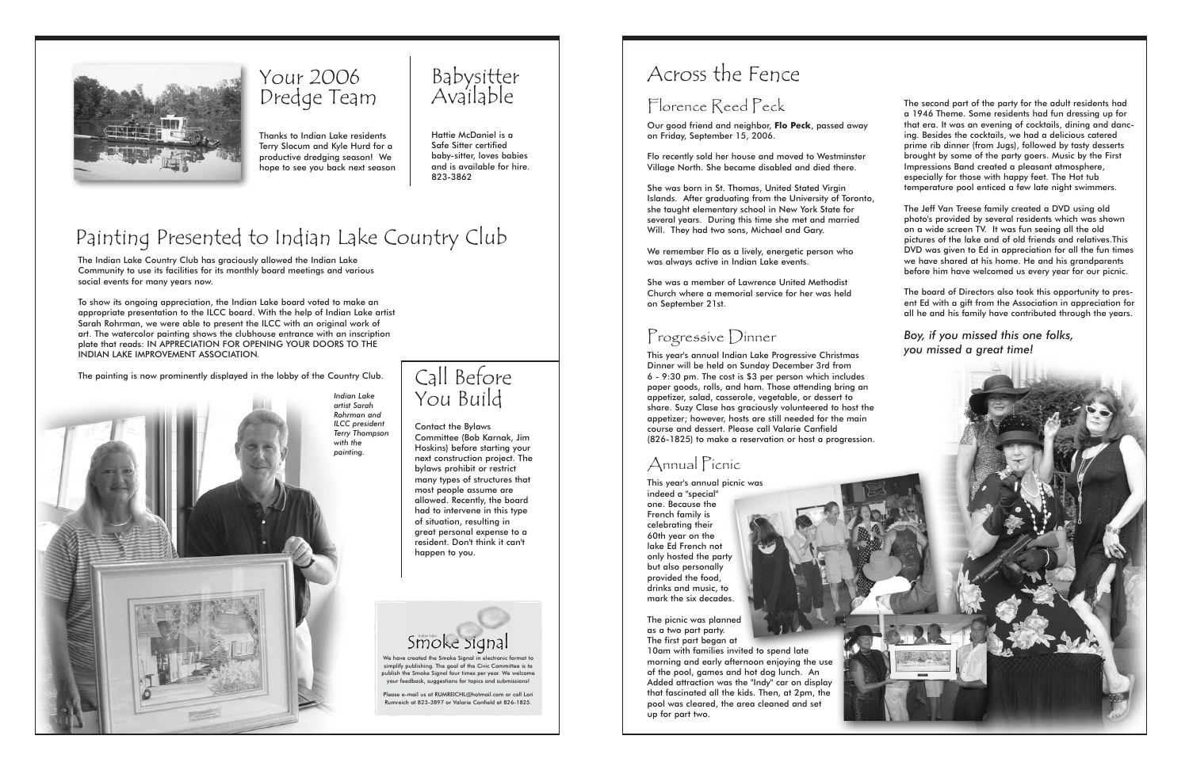## Your 2006 Dredge Team

Thanks to Indian Lake residents Terry Slocum and Kyle Hurd for a productive dredging season! We hope to see you back next season

## Babysitter Available

Hattie McDaniel is a Safe Sitter certified baby-sitter, loves babies and is available for hire. 823-3862

## Painting Presented to Indian Lake Country Club

The Indian Lake Country Club has graciously allowed the Indian Lake Community to use its facilities for its monthly board meetings and various social events for many years now.

To show its ongoing appreciation, the Indian Lake board voted to make an appropriate presentation to the ILCC board. With the help of Indian Lake artist Sarah Rohrman, we were able to present the ILCC with an original work of art. The watercolor painting shows the clubhouse entrance with an inscription plate that reads: IN APPRECIATION FOR OPENING YOUR DOORS TO THE INDIAN LAKE IMPROVEMENT ASSOCIATION.

The painting is now prominently displayed in the lobby of the Country Club.

*Indian Lake artist Sarah Rohrman and ILCC president Terry Thompson with the painting.*

## Call Before You Build

Contact the Bylaws Committee (Bob Karnak, Jim Hoskins) before starting your next construction project. The bylaws prohibit or restrict many types of structures that most people assume are allowed. Recently, the board had to intervene in this type of situation, resulting in great personal expense to a resident. Don't think it can't happen to you.

### Indian Lake Smoke Signal

We have created the Smoke Signal in electronic format to simplify publishing. The goal of the Civic Committee is to publish the Smoke Signal four times per year. We welcome your feedback, suggestions for topics and submissions!

Please e-mail us at RUMREICHL@hotmail.com or call Lori Rumreich at 823-3897 or Valarie Canfield at 826-1825.

# Across the Fence

## Florence Reed Peck

Our good friend and neighbor, **Flo Peck**, passed away on Friday, September 15, 2006.

Flo recently sold her house and moved to Westminster Village North. She became disabled and died there.

She was born in St. Thomas, United Stated Virgin Islands. After graduating from the University of Toronto, she taught elementary school in New York State for several years. During this time she met and married Will. They had two sons, Michael and Gary.

We remember Flo as a lively, energetic person who was always active in Indian Lake events.

She was a member of Lawrence United Methodist Church where a memorial service for her was held on September 21st.

## Progressive Dinner

This year's annual Indian Lake Progressive Christmas Dinner will be held on Sunday December 3rd from 6 - 9:30 pm. The cost is $3 per person which includes paper goods, rolls, and ham. Those attending bring an appetizer, salad, casserole, vegetable, or dessert to share. Suzy Clase has graciously volunteered to host the appetizer; however, hosts are still needed for the main course and dessert. Please call Valarie Canfield (826-1825) to make a reservation or host a progression.

## Annual Picnic

This year's annual picnic was indeed a "special" one. Because the French family is celebrating their 60th year on the lake Ed French not only hosted the party but also personally provided the food, drinks and music, to mark the six decades.

The picnic was planned as a two part party. The first part began at 10am with families invited to spend late morning and early afternoon enjoying the use of the pool, games and hot dog lunch. An Added attraction was the "Indy" car on display that fascinated all the kids. Then, at 2pm, the pool was cleared, the area cleaned and set up for part two.

The second part of the party for the adult residents had a 1946 Theme. Some residents had fun dressing up for that era. It was an evening of cocktails, dining and dancing. Besides the cocktails, we had a delicious catered prime rib dinner (from Jugs), followed by tasty desserts brought by some of the party goers. Music by the First Impressions Band created a pleasant atmosphere, especially for those with happy feet. The Hot tub temperature pool enticed a few late night swimmers.

The Jeff Van Treese family created a DVD using old photo's provided by several residents which was shown on a wide screen TV. It was fun seeing all the old pictures of the lake and of old friends and relatives.This DVD was given to Ed in appreciation for all the fun times we have shared at his home. He and his grandparents before him have welcomed us every year for our picnic.

The board of Directors also took this opportunity to present Ed with a gift from the Association in appreciation for all he and his family have contributed through the years.

*Boy, if you missed this one folks, you missed a great time!*